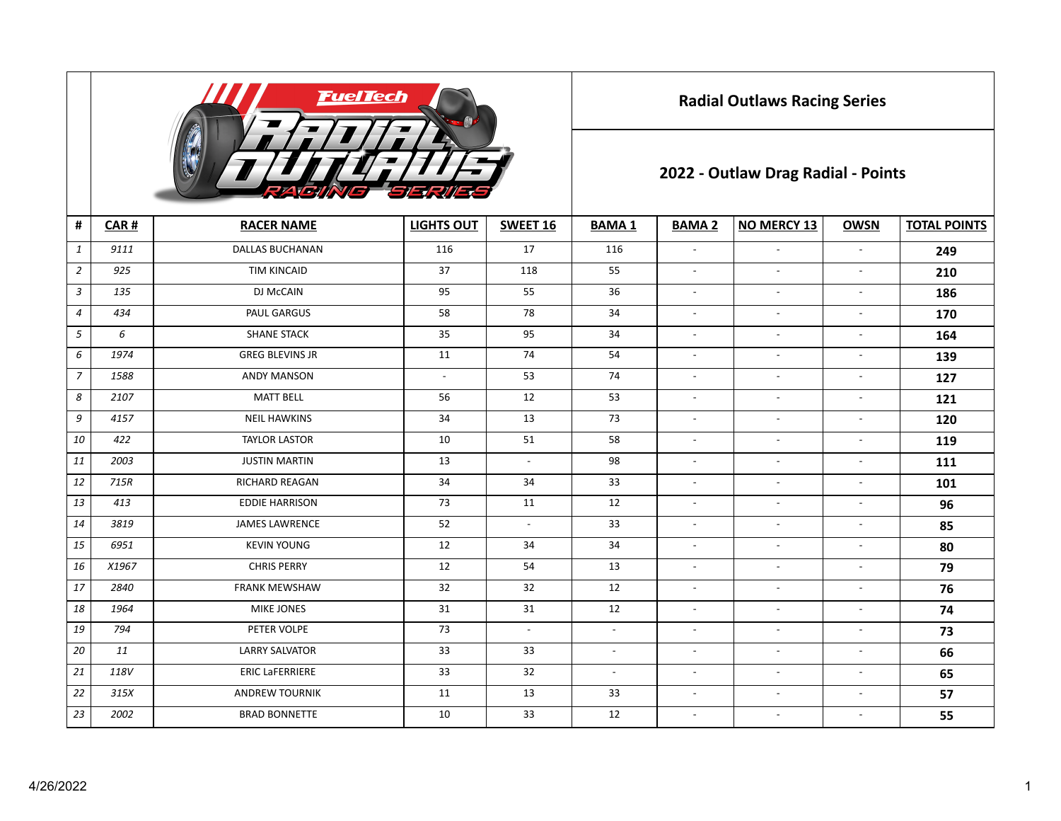# Radial Outlaws Racing Series

## 2022 - Outlaw Drag Radial - Points

| # | CAR # | RACER NAME | LIGHTS OUT | SWEET 16 | BAMA 1 | BAMA 2 | NO MERCY 13 | OWSN | TOTAL POINTS |
|---|---|---|---|---|---|---|---|---|---|
| 1 | 9111 | DALLAS BUCHANAN | 116 | 17 | 116 | - | - | - | **249** |
| 2 | 925 | TIM KINCAID | 37 | 118 | 55 | - | - | - | **210** |
| 3 | 135 | DJ McCAIN | 95 | 55 | 36 | - | - | - | **186** |
| 4 | 434 | PAUL GARGUS | 58 | 78 | 34 | - | - | - | **170** |
| 5 | 6 | SHANE STACK | 35 | 95 | 34 | - | - | - | **164** |
| 6 | 1974 | GREG BLEVINS JR | 11 | 74 | 54 | - | - | - | **139** |
| 7 | 1588 | ANDY MANSON | - | 53 | 74 | - | - | - | **127** |
| 8 | 2107 | MATT BELL | 56 | 12 | 53 | - | - | - | **121** |
| 9 | 4157 | NEIL HAWKINS | 34 | 13 | 73 | - | - | - | **120** |
| 10 | 422 | TAYLOR LASTOR | 10 | 51 | 58 | - | - | - | **119** |
| 11 | 2003 | JUSTIN MARTIN | 13 | - | 98 | - | - | - | **111** |
| 12 | 715R | RICHARD REAGAN | 34 | 34 | 33 | - | - | - | **101** |
| 13 | 413 | EDDIE HARRISON | 73 | 11 | 12 | - | - | - | **96** |
| 14 | 3819 | JAMES LAWRENCE | 52 | - | 33 | - | - | - | **85** |
| 15 | 6951 | KEVIN YOUNG | 12 | 34 | 34 | - | - | - | **80** |
| 16 | X1967 | CHRIS PERRY | 12 | 54 | 13 | - | - | - | **79** |
| 17 | 2840 | FRANK MEWSHAW | 32 | 32 | 12 | - | - | - | **76** |
| 18 | 1964 | MIKE JONES | 31 | 31 | 12 | - | - | - | **74** |
| 19 | 794 | PETER VOLPE | 73 | - | - | - | - | - | **73** |
| 20 | 11 | LARRY SALVATOR | 33 | 33 | - | - | - | - | **66** |
| 21 | 118V | ERIC LaFERRIERE | 33 | 32 | - | - | - | - | **65** |
| 22 | 315X | ANDREW TOURNIK | 11 | 13 | 33 | - | - | - | **57** |
| 23 | 2002 | BRAD BONNETTE | 10 | 33 | 12 | - | - | - | **55** |

4/26/2022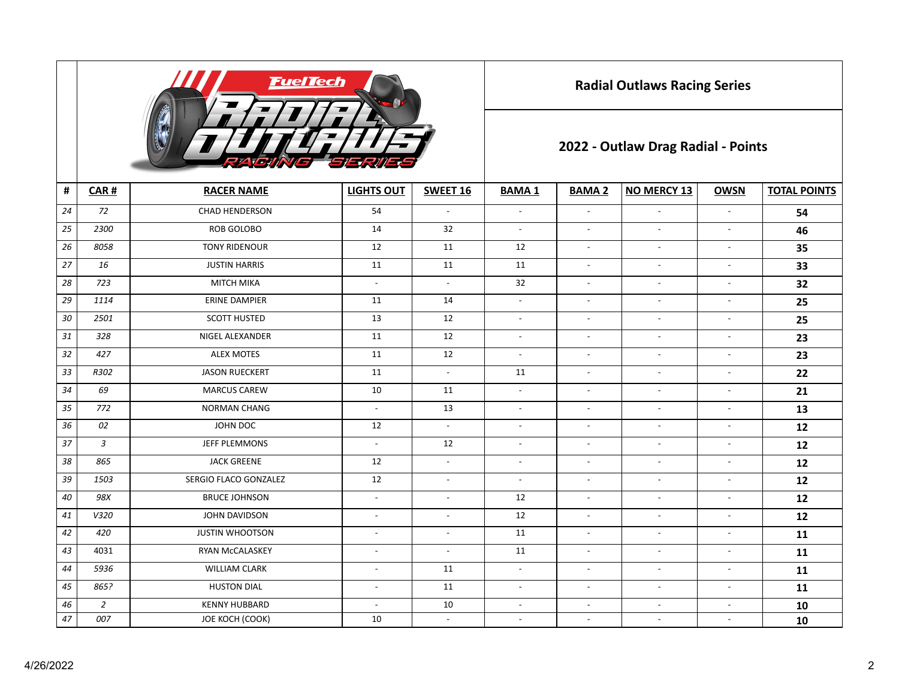## Radial Outlaws Racing Series

## 2022 - Outlaw Drag Radial - Points

| # | CAR # | RACER NAME | LIGHTS OUT | SWEET 16 | BAMA 1 | BAMA 2 | NO MERCY 13 | OWSN | TOTAL POINTS |
|---|---|---|---|---|---|---|---|---|---|
| 24 | 72 | CHAD HENDERSON | 54 | - | - | - | - | - | **54** |
| 25 | 2300 | ROB GOLOBO | 14 | 32 | - | - | - | - | **46** |
| 26 | 8058 | TONY RIDENOUR | 12 | 11 | 12 | - | - | - | **35** |
| 27 | 16 | JUSTIN HARRIS | 11 | 11 | 11 | - | - | - | **33** |
| 28 | 723 | MITCH MIKA | - | - | 32 | - | - | - | **32** |
| 29 | 1114 | ERINE DAMPIER | 11 | 14 | - | - | - | - | **25** |
| 30 | 2501 | SCOTT HUSTED | 13 | 12 | - | - | - | - | **25** |
| 31 | 328 | NIGEL ALEXANDER | 11 | 12 | - | - | - | - | **23** |
| 32 | 427 | ALEX MOTES | 11 | 12 | - | - | - | - | **23** |
| 33 | R302 | JASON RUECKERT | 11 | - | 11 | - | - | - | **22** |
| 34 | 69 | MARCUS CAREW | 10 | 11 | - | - | - | - | **21** |
| 35 | 772 | NORMAN CHANG | - | 13 | - | - | - | - | **13** |
| 36 | 02 | JOHN DOC | 12 | - | - | - | - | - | **12** |
| 37 | 3 | JEFF PLEMMONS | - | 12 | - | - | - | - | **12** |
| 38 | 865 | JACK GREENE | 12 | - | - | - | - | - | **12** |
| 39 | 1503 | SERGIO FLACO GONZALEZ | 12 | - | - | - | - | - | **12** |
| 40 | 98X | BRUCE JOHNSON | - | - | 12 | - | - | - | **12** |
| 41 | V320 | JOHN DAVIDSON | - | - | 12 | - | - | - | **12** |
| 42 | 420 | JUSTIN WHOOTSON | - | - | 11 | - | - | - | **11** |
| 43 | 4031 | RYAN McCALASKEY | - | - | 11 | - | - | - | **11** |
| 44 | 5936 | WILLIAM CLARK | - | 11 | - | - | - | - | **11** |
| 45 | 865? | HUSTON DIAL | - | 11 | - | - | - | - | **11** |
| 46 | 2 | KENNY HUBBARD | - | 10 | - | - | - | - | **10** |
| 47 | 007 | JOE KOCH (COOK) | 10 | - | - | - | - | - | **10** |

4/26/2022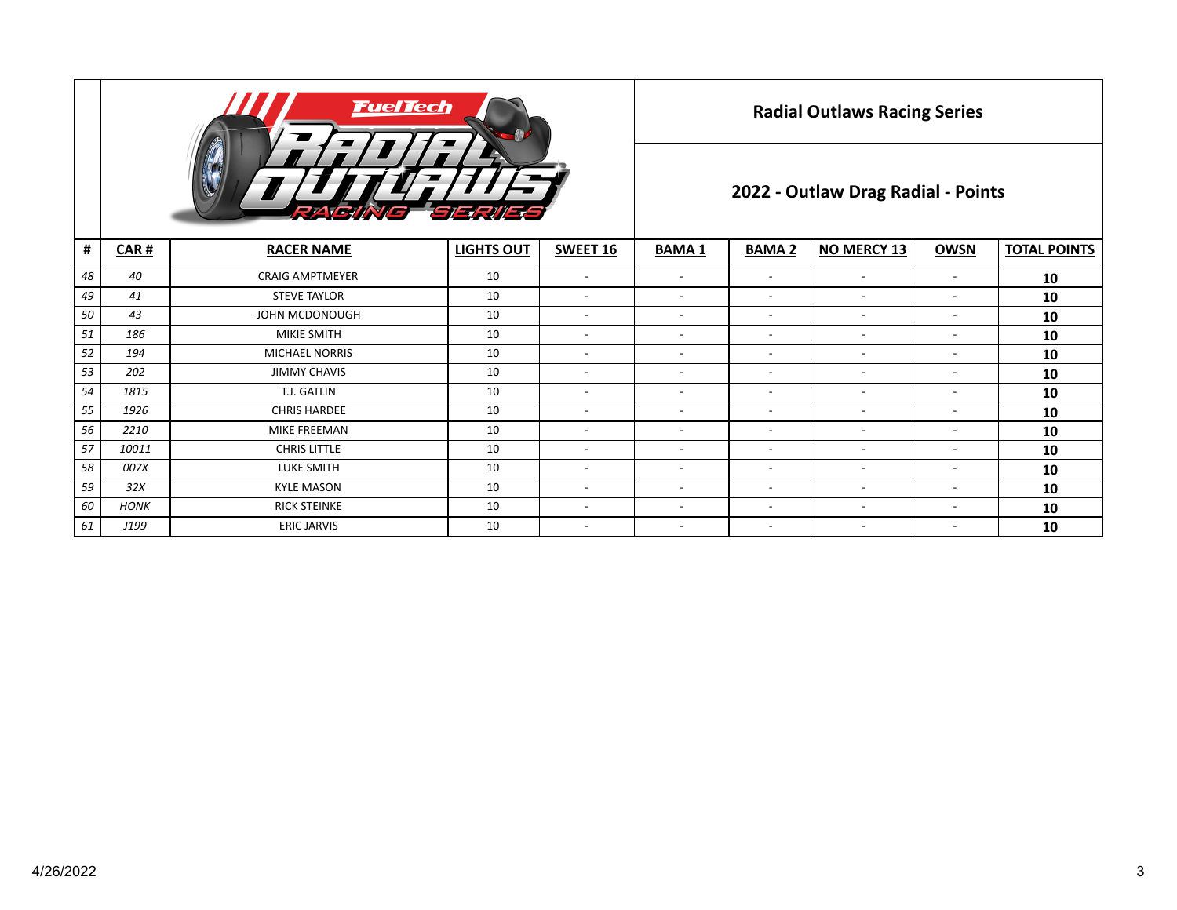## Radial Outlaws Racing Series

### 2022 - Outlaw Drag Radial - Points

| # | CAR # | RACER NAME | LIGHTS OUT | SWEET 16 | BAMA 1 | BAMA 2 | NO MERCY 13 | OWSN | TOTAL POINTS |
|---|---|---|---|---|---|---|---|---|---|
| 48 | 40 | CRAIG AMPTMEYER | 10 | - | - | - | - | - | **10** |
| 49 | 41 | STEVE TAYLOR | 10 | - | - | - | - | - | **10** |
| 50 | 43 | JOHN MCDONOUGH | 10 | - | - | - | - | - | **10** |
| 51 | 186 | MIKIE SMITH | 10 | - | - | - | - | - | **10** |
| 52 | 194 | MICHAEL NORRIS | 10 | - | - | - | - | - | **10** |
| 53 | 202 | JIMMY CHAVIS | 10 | - | - | - | - | - | **10** |
| 54 | 1815 | T.J. GATLIN | 10 | - | - | - | - | - | **10** |
| 55 | 1926 | CHRIS HARDEE | 10 | - | - | - | - | - | **10** |
| 56 | 2210 | MIKE FREEMAN | 10 | - | - | - | - | - | **10** |
| 57 | 10011 | CHRIS LITTLE | 10 | - | - | - | - | - | **10** |
| 58 | 007X | LUKE SMITH | 10 | - | - | - | - | - | **10** |
| 59 | 32X | KYLE MASON | 10 | - | - | - | - | - | **10** |
| 60 | HONK | RICK STEINKE | 10 | - | - | - | - | - | **10** |
| 61 | J199 | ERIC JARVIS | 10 | - | - | - | - | - | **10** |

4/26/2022